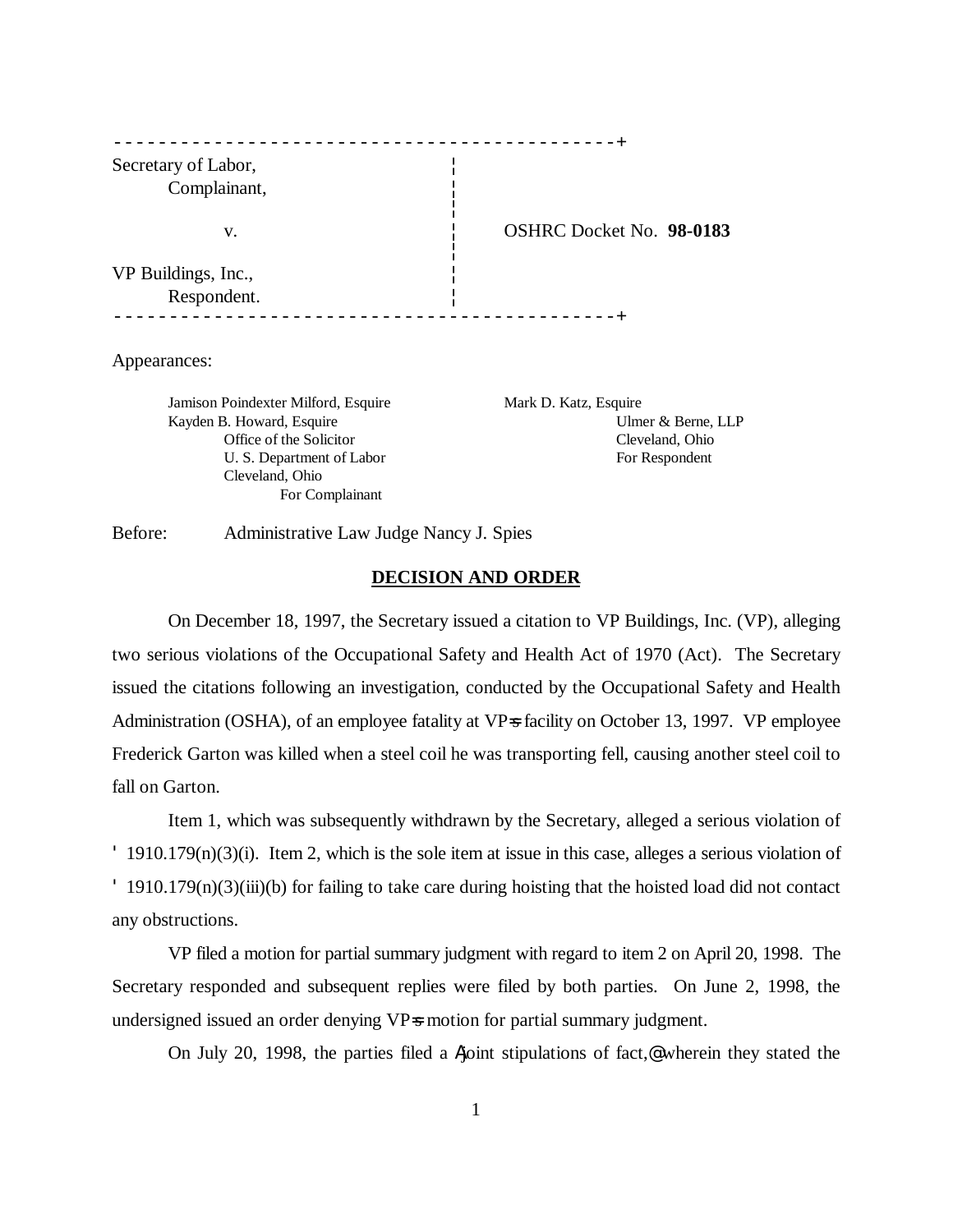| | |
|---|---|
| Secretary of Labor, Complainant, | |
| v. | OSHRC Docket No. **98-0183** |
| VP Buildings, Inc., Respondent. | |

Appearances:

Jamison Poindexter Milford, Esquire
Kayden B. Howard, Esquire
Office of the Solicitor
U. S. Department of Labor
Cleveland, Ohio
For Complainant

Mark D. Katz, Esquire
Ulmer & Berne, LLP
Cleveland, Ohio
For Respondent

Before: Administrative Law Judge Nancy J. Spies

## DECISION AND ORDER

On December 18, 1997, the Secretary issued a citation to VP Buildings, Inc. (VP), alleging two serious violations of the Occupational Safety and Health Act of 1970 (Act). The Secretary issued the citations following an investigation, conducted by the Occupational Safety and Health Administration (OSHA), of an employee fatality at VP=s facility on October 13, 1997. VP employee Frederick Garton was killed when a steel coil he was transporting fell, causing another steel coil to fall on Garton.

Item 1, which was subsequently withdrawn by the Secretary, alleged a serious violation of ' 1910.179(n)(3)(i). Item 2, which is the sole item at issue in this case, alleges a serious violation of ' 1910.179(n)(3)(iii)(b) for failing to take care during hoisting that the hoisted load did not contact any obstructions.

VP filed a motion for partial summary judgment with regard to item 2 on April 20, 1998. The Secretary responded and subsequent replies were filed by both parties. On June 2, 1998, the undersigned issued an order denying VP=s motion for partial summary judgment.

On July 20, 1998, the parties filed a Ajoint stipulations of fact,@ wherein they stated the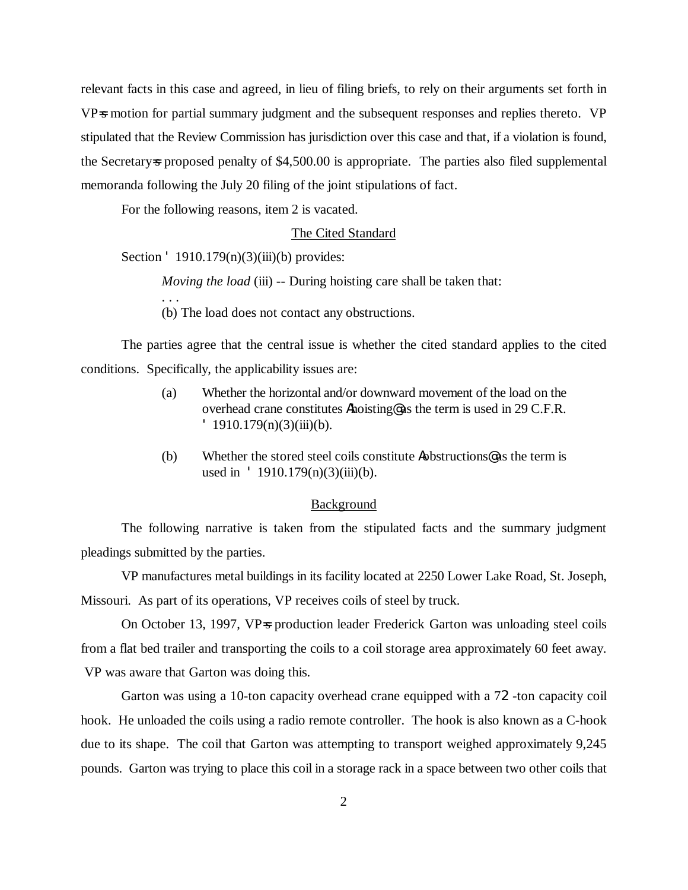relevant facts in this case and agreed, in lieu of filing briefs, to rely on their arguments set forth in VP's motion for partial summary judgment and the subsequent responses and replies thereto. VP stipulated that the Review Commission has jurisdiction over this case and that, if a violation is found, the Secretary's proposed penalty of $4,500.00 is appropriate. The parties also filed supplemental memoranda following the July 20 filing of the joint stipulations of fact.

For the following reasons, item 2 is vacated.

## The Cited Standard

Section § 1910.179(n)(3)(iii)(b) provides:

> *Moving the load* (iii) -- During hoisting care shall be taken that:
> . . .
> (b) The load does not contact any obstructions.

The parties agree that the central issue is whether the cited standard applies to the cited conditions. Specifically, the applicability issues are:

(a) Whether the horizontal and/or downward movement of the load on the overhead crane constitutes "hoisting" as the term is used in 29 C.F.R. § 1910.179(n)(3)(iii)(b).

(b) Whether the stored steel coils constitute "obstructions" as the term is used in § 1910.179(n)(3)(iii)(b).

## Background

The following narrative is taken from the stipulated facts and the summary judgment pleadings submitted by the parties.

VP manufactures metal buildings in its facility located at 2250 Lower Lake Road, St. Joseph, Missouri. As part of its operations, VP receives coils of steel by truck.

On October 13, 1997, VP's production leader Frederick Garton was unloading steel coils from a flat bed trailer and transporting the coils to a coil storage area approximately 60 feet away. VP was aware that Garton was doing this.

Garton was using a 10-ton capacity overhead crane equipped with a 7½ -ton capacity coil hook. He unloaded the coils using a radio remote controller. The hook is also known as a C-hook due to its shape. The coil that Garton was attempting to transport weighed approximately 9,245 pounds. Garton was trying to place this coil in a storage rack in a space between two other coils that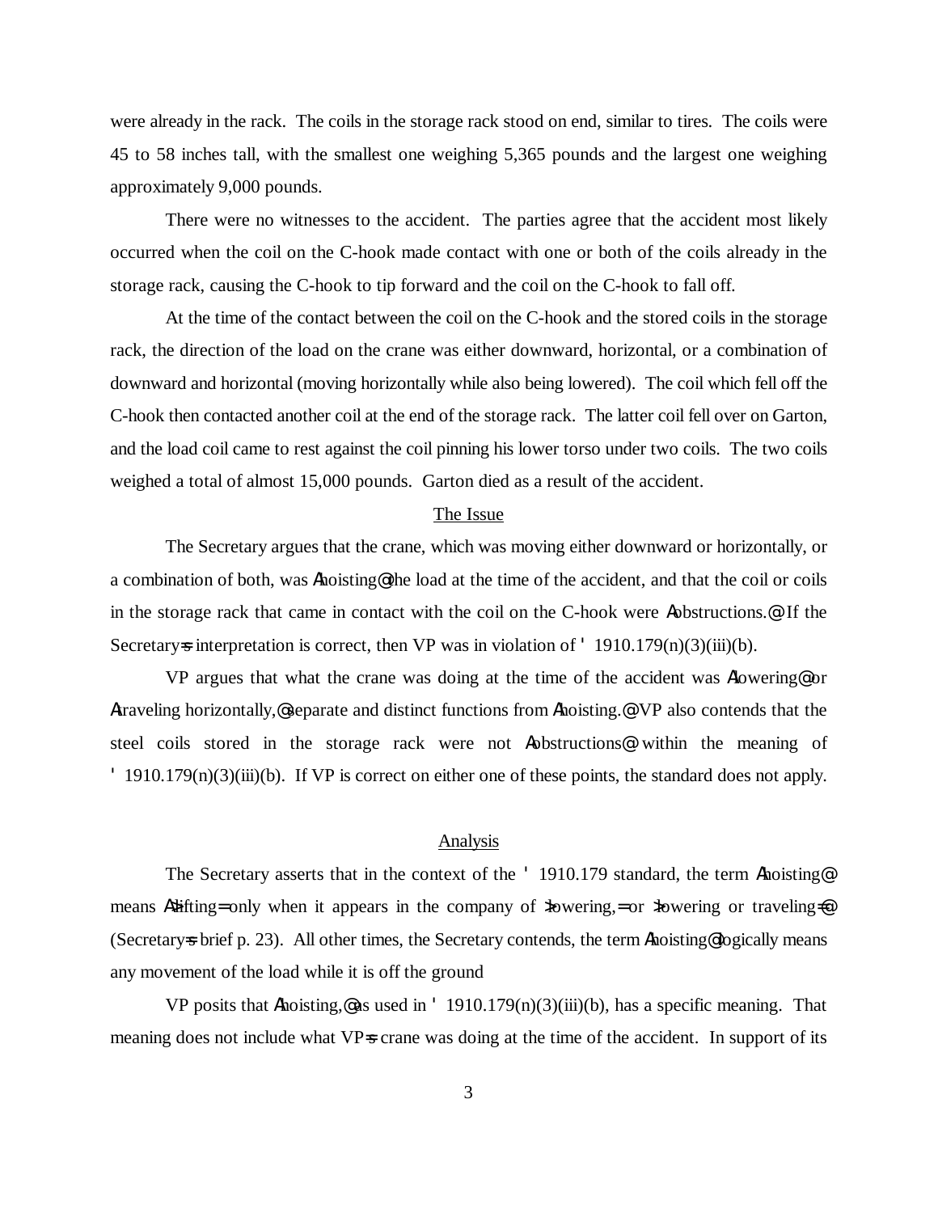were already in the rack. The coils in the storage rack stood on end, similar to tires. The coils were 45 to 58 inches tall, with the smallest one weighing 5,365 pounds and the largest one weighing approximately 9,000 pounds.

There were no witnesses to the accident. The parties agree that the accident most likely occurred when the coil on the C-hook made contact with one or both of the coils already in the storage rack, causing the C-hook to tip forward and the coil on the C-hook to fall off.

At the time of the contact between the coil on the C-hook and the stored coils in the storage rack, the direction of the load on the crane was either downward, horizontal, or a combination of downward and horizontal (moving horizontally while also being lowered). The coil which fell off the C-hook then contacted another coil at the end of the storage rack. The latter coil fell over on Garton, and the load coil came to rest against the coil pinning his lower torso under two coils. The two coils weighed a total of almost 15,000 pounds. Garton died as a result of the accident.

## The Issue

The Secretary argues that the crane, which was moving either downward or horizontally, or a combination of both, was Ahoisting@ the load at the time of the accident, and that the coil or coils in the storage rack that came in contact with the coil on the C-hook were Aobstructions.@ If the Secretary=s interpretation is correct, then VP was in violation of ' 1910.179(n)(3)(iii)(b).

VP argues that what the crane was doing at the time of the accident was Alowering@ or Atraveling horizontally,@ separate and distinct functions from Ahoisting.@ VP also contends that the steel coils stored in the storage rack were not Aobstructions@ within the meaning of ' 1910.179(n)(3)(iii)(b). If VP is correct on either one of these points, the standard does not apply.

## Analysis

The Secretary asserts that in the context of the ' 1910.179 standard, the term Ahoisting@ means A>lifting= only when it appears in the company of >lowering,= or >lowering or traveling=@ (Secretary=s brief p. 23). All other times, the Secretary contends, the term Ahoisting@ logically means any movement of the load while it is off the ground

VP posits that Ahoisting,@ as used in ' 1910.179(n)(3)(iii)(b), has a specific meaning. That meaning does not include what VP=s crane was doing at the time of the accident. In support of its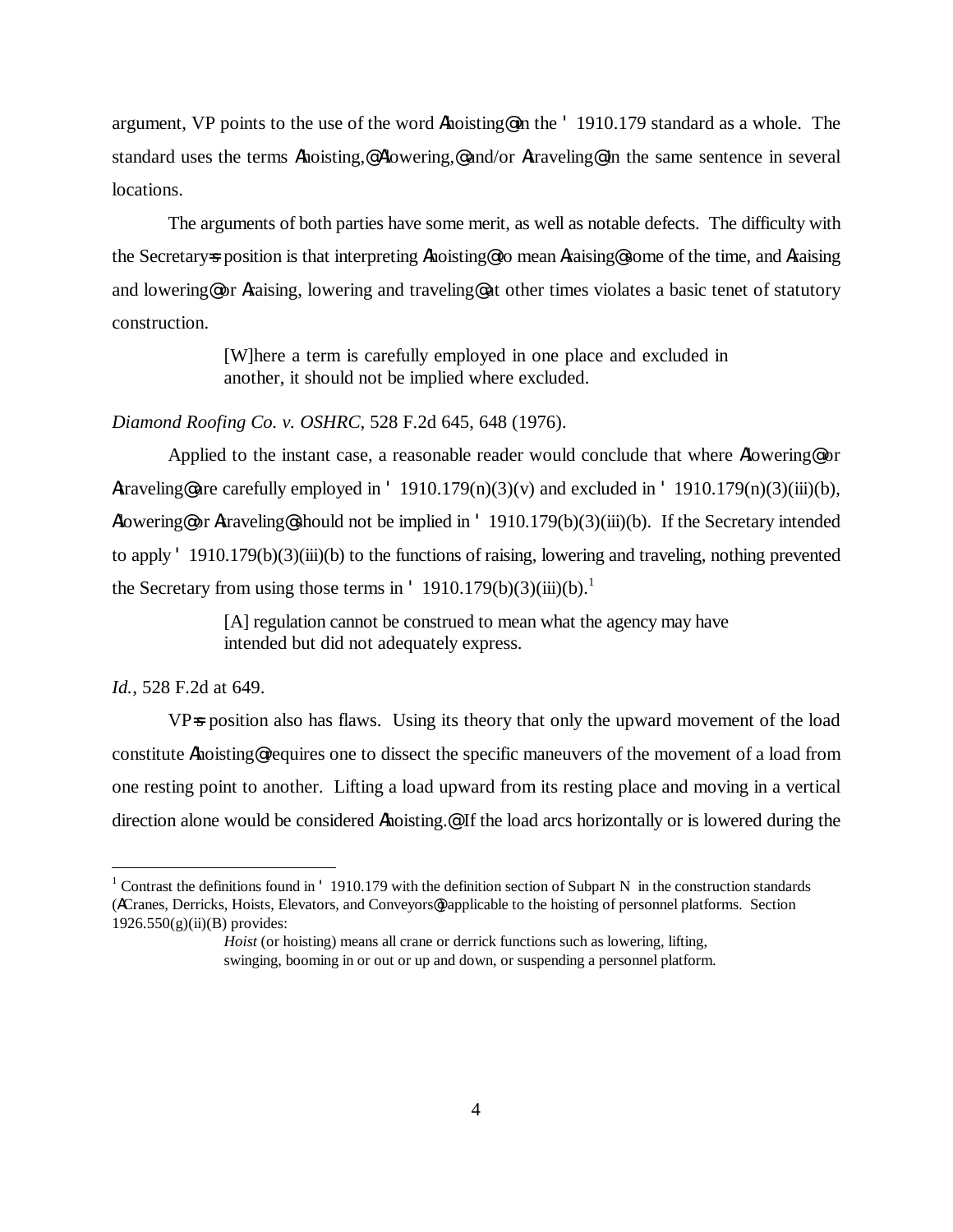argument, VP points to the use of the word Ahoisting@ in the ' 1910.179 standard as a whole. The standard uses the terms Ahoisting,@ Alowering,@ and/or Atraveling@ in the same sentence in several locations.

The arguments of both parties have some merit, as well as notable defects. The difficulty with the Secretary=s position is that interpreting Ahoisting@ to mean Araising@ some of the time, and Araising and lowering@ or Araising, lowering and traveling@ at other times violates a basic tenet of statutory construction.

> [W]here a term is carefully employed in one place and excluded in another, it should not be implied where excluded.

*Diamond Roofing Co. v. OSHRC,* 528 F.2d 645, 648 (1976).

Applied to the instant case, a reasonable reader would conclude that where Alowering@ or Atraveling@ are carefully employed in ' 1910.179(n)(3)(v) and excluded in ' 1910.179(n)(3)(iii)(b), Alowering@ or Atraveling@ should not be implied in ' 1910.179(b)(3)(iii)(b). If the Secretary intended to apply ' 1910.179(b)(3)(iii)(b) to the functions of raising, lowering and traveling, nothing prevented the Secretary from using those terms in ' 1910.179(b)(3)(iii)(b).[1]

> [A] regulation cannot be construed to mean what the agency may have intended but did not adequately express.

*Id.,* 528 F.2d at 649.

VP=s position also has flaws. Using its theory that only the upward movement of the load constitute Ahoisting@ requires one to dissect the specific maneuvers of the movement of a load from one resting point to another. Lifting a load upward from its resting place and moving in a vertical direction alone would be considered Ahoisting.@ If the load arcs horizontally or is lowered during the

---

[1] Contrast the definitions found in ' 1910.179 with the definition section of Subpart N in the construction standards (ACranes, Derricks, Hoists, Elevators, and Conveyors@) applicable to the hoisting of personnel platforms. Section 1926.550(g)(ii)(B) provides:

> *Hoist* (or hoisting) means all crane or derrick functions such as lowering, lifting, swinging, booming in or out or up and down, or suspending a personnel platform.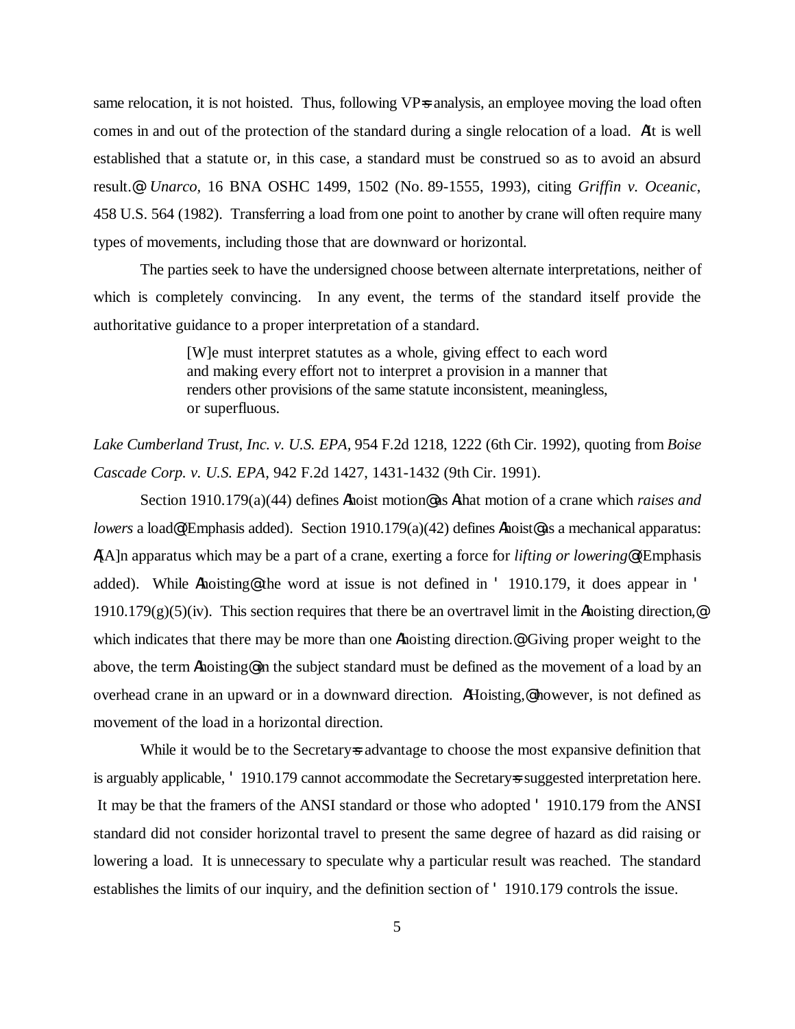same relocation, it is not hoisted. Thus, following VP=s analysis, an employee moving the load often comes in and out of the protection of the standard during a single relocation of a load. AIt is well established that a statute or, in this case, a standard must be construed so as to avoid an absurd result.@ *Unarco*, 16 BNA OSHC 1499, 1502 (No. 89-1555, 1993), citing *Griffin v. Oceanic*, 458 U.S. 564 (1982). Transferring a load from one point to another by crane will often require many types of movements, including those that are downward or horizontal.

The parties seek to have the undersigned choose between alternate interpretations, neither of which is completely convincing. In any event, the terms of the standard itself provide the authoritative guidance to a proper interpretation of a standard.

> [W]e must interpret statutes as a whole, giving effect to each word and making every effort not to interpret a provision in a manner that renders other provisions of the same statute inconsistent, meaningless, or superfluous.

*Lake Cumberland Trust, Inc. v. U.S. EPA*, 954 F.2d 1218, 1222 (6th Cir. 1992), quoting from *Boise Cascade Corp. v. U.S. EPA*, 942 F.2d 1427, 1431-1432 (9th Cir. 1991).

Section 1910.179(a)(44) defines Ahoist motion@ as Athat motion of a crane which *raises and lowers* a load@ (Emphasis added). Section 1910.179(a)(42) defines Ahoist@ as a mechanical apparatus: A[A]n apparatus which may be a part of a crane, exerting a force for *lifting or lowering*@ (Emphasis added). While Ahoisting@ the word at issue is not defined in ' 1910.179, it does appear in ' 1910.179(g)(5)(iv). This section requires that there be an overtravel limit in the Ahoisting direction,@ which indicates that there may be more than one Ahoisting direction.@ Giving proper weight to the above, the term Ahoisting@ in the subject standard must be defined as the movement of a load by an overhead crane in an upward or in a downward direction. AHoisting,@ however, is not defined as movement of the load in a horizontal direction.

While it would be to the Secretary=s advantage to choose the most expansive definition that is arguably applicable, ' 1910.179 cannot accommodate the Secretary=s suggested interpretation here. It may be that the framers of the ANSI standard or those who adopted ' 1910.179 from the ANSI standard did not consider horizontal travel to present the same degree of hazard as did raising or lowering a load. It is unnecessary to speculate why a particular result was reached. The standard establishes the limits of our inquiry, and the definition section of ' 1910.179 controls the issue.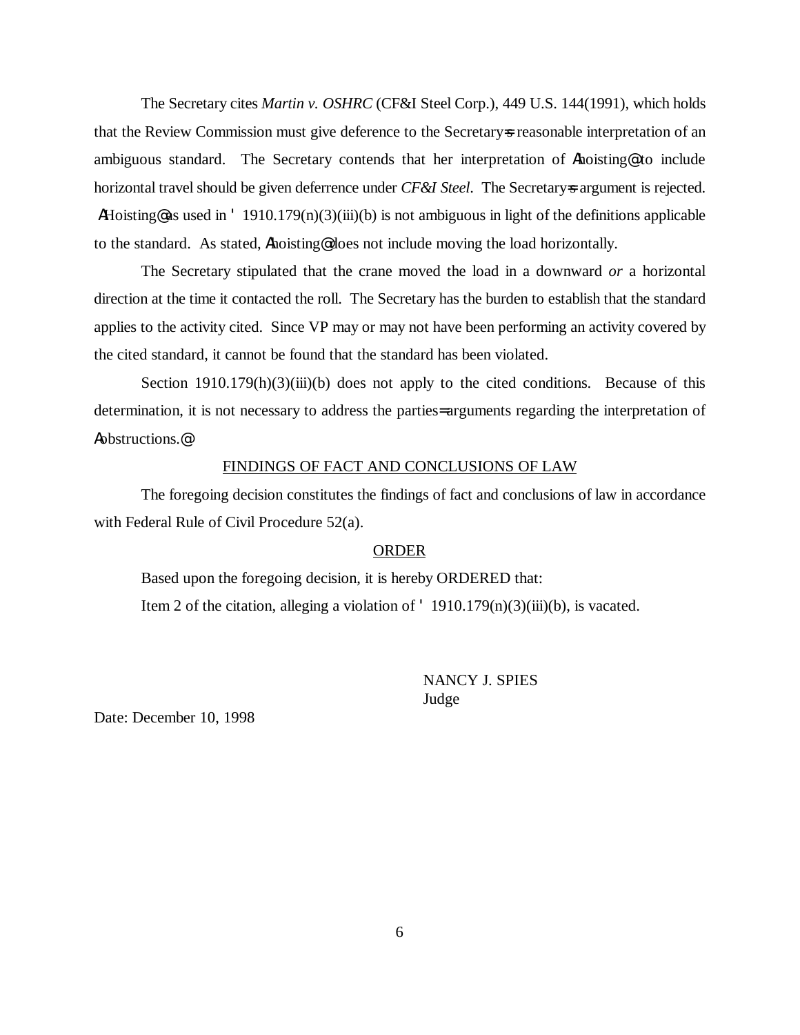The Secretary cites *Martin v. OSHRC* (CF&I Steel Corp.), 449 U.S. 144(1991), which holds that the Review Commission must give deference to the Secretary=s reasonable interpretation of an ambiguous standard. The Secretary contends that her interpretation of Ahoisting@ to include horizontal travel should be given deferrence under *CF&I Steel*. The Secretary=s argument is rejected. AHoisting@ as used in ' 1910.179(n)(3)(iii)(b) is not ambiguous in light of the definitions applicable to the standard. As stated, Ahoisting@ does not include moving the load horizontally.

The Secretary stipulated that the crane moved the load in a downward *or* a horizontal direction at the time it contacted the roll. The Secretary has the burden to establish that the standard applies to the activity cited. Since VP may or may not have been performing an activity covered by the cited standard, it cannot be found that the standard has been violated.

Section 1910.179(h)(3)(iii)(b) does not apply to the cited conditions. Because of this determination, it is not necessary to address the parties= arguments regarding the interpretation of Aobstructions.@

FINDINGS OF FACT AND CONCLUSIONS OF LAW

The foregoing decision constitutes the findings of fact and conclusions of law in accordance with Federal Rule of Civil Procedure 52(a).

ORDER

Based upon the foregoing decision, it is hereby ORDERED that:

Item 2 of the citation, alleging a violation of ' 1910.179(n)(3)(iii)(b), is vacated.

NANCY J. SPIES
Judge

Date: December 10, 1998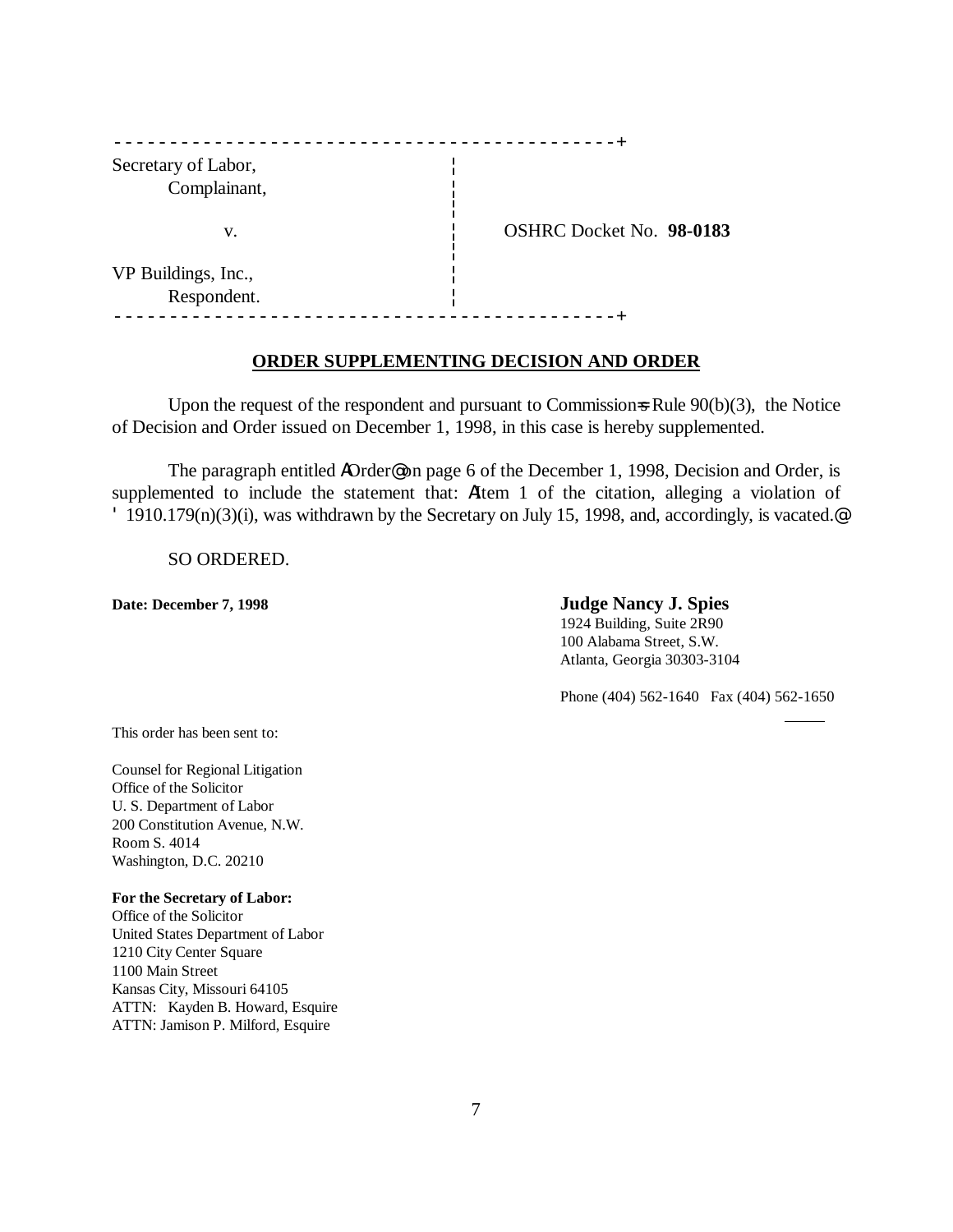| | | |
|---|---|---|
| Secretary of Labor,<br>Complainant, | | |
| v. | | OSHRC Docket No. **98-0183** |
| VP Buildings, Inc.,<br>Respondent. | | |

**ORDER SUPPLEMENTING DECISION AND ORDER**

Upon the request of the respondent and pursuant to Commission=s Rule 90(b)(3), the Notice of Decision and Order issued on December 1, 1998, in this case is hereby supplemented.

The paragraph entitled AOrder@ on page 6 of the December 1, 1998, Decision and Order, is supplemented to include the statement that: AItem 1 of the citation, alleging a violation of ' 1910.179(n)(3)(i), was withdrawn by the Secretary on July 15, 1998, and, accordingly, is vacated.@

SO ORDERED.

**Date: December 7, 1998**

**Judge Nancy J. Spies**
1924 Building, Suite 2R90
100 Alabama Street, S.W.
Atlanta, Georgia 30303-3104

Phone (404) 562-1640 Fax (404) 562-1650

This order has been sent to:

Counsel for Regional Litigation
Office of the Solicitor
U. S. Department of Labor
200 Constitution Avenue, N.W.
Room S. 4014
Washington, D.C. 20210

**For the Secretary of Labor:**
Office of the Solicitor
United States Department of Labor
1210 City Center Square
1100 Main Street
Kansas City, Missouri 64105
ATTN: Kayden B. Howard, Esquire
ATTN: Jamison P. Milford, Esquire